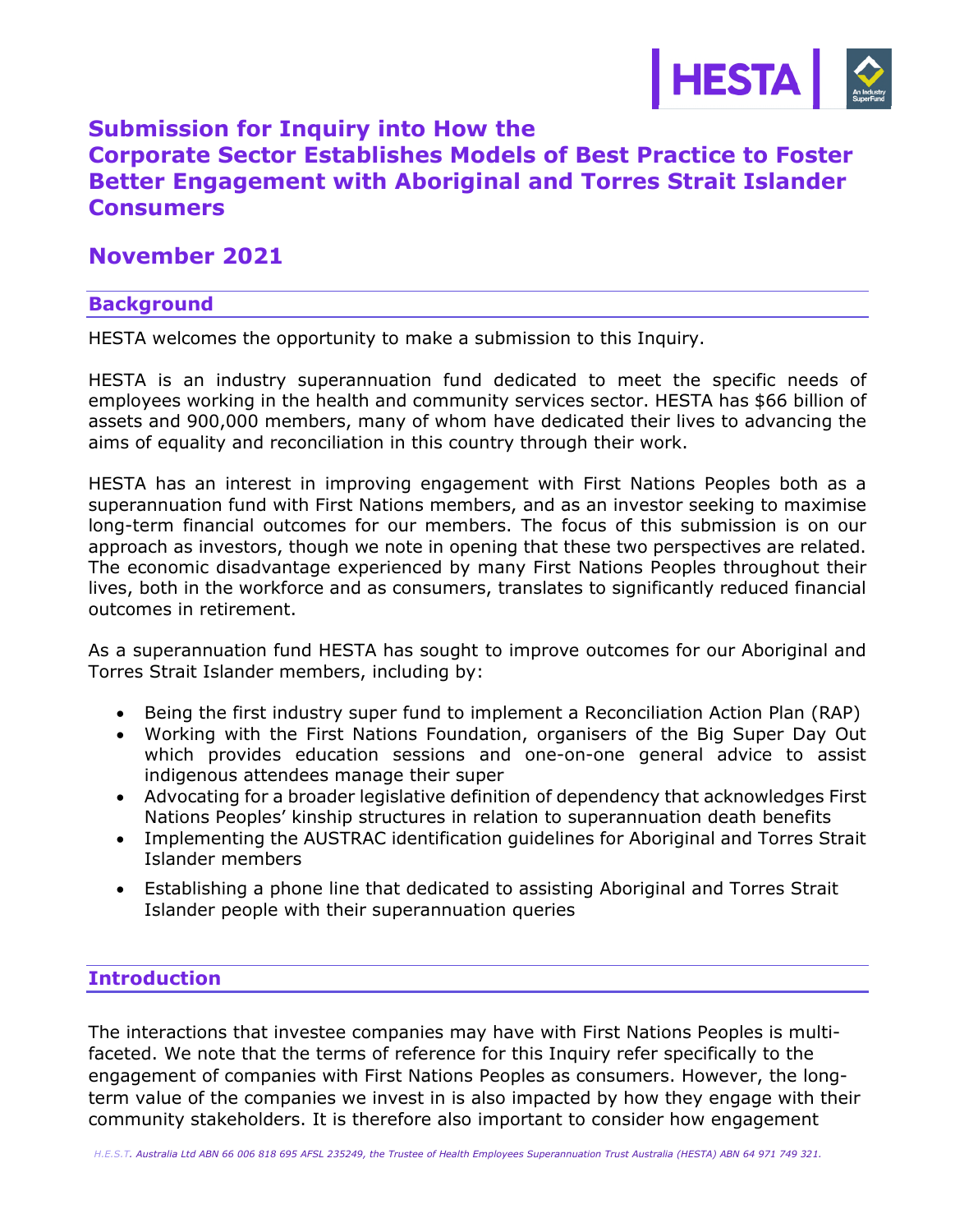# Submission for Inquiry into How the Corporate Sector Establishes Models of Best Practice to Foster Better Engagement with Aboriginal and Torres Strait Islander Consumers

## November 2021

## Background

HESTA welcomes the opportunity to make a submission to this Inquiry.

HESTA is an industry superannuation fund dedicated to meet the specific needs of employees working in the health and community services sector. HESTA has $66 billion of assets and 900,000 members, many of whom have dedicated their lives to advancing the aims of equality and reconciliation in this country through their work.

HESTA has an interest in improving engagement with First Nations Peoples both as a superannuation fund with First Nations members, and as an investor seeking to maximise long-term financial outcomes for our members. The focus of this submission is on our approach as investors, though we note in opening that these two perspectives are related. The economic disadvantage experienced by many First Nations Peoples throughout their lives, both in the workforce and as consumers, translates to significantly reduced financial outcomes in retirement.

As a superannuation fund HESTA has sought to improve outcomes for our Aboriginal and Torres Strait Islander members, including by:

- Being the first industry super fund to implement a Reconciliation Action Plan (RAP)
- Working with the First Nations Foundation, organisers of the Big Super Day Out which provides education sessions and one-on-one general advice to assist indigenous attendees manage their super
- Advocating for a broader legislative definition of dependency that acknowledges First Nations Peoples' kinship structures in relation to superannuation death benefits
- Implementing the AUSTRAC identification guidelines for Aboriginal and Torres Strait Islander members
- Establishing a phone line that dedicated to assisting Aboriginal and Torres Strait Islander people with their superannuation queries

## Introduction

The interactions that investee companies may have with First Nations Peoples is multi-faceted. We note that the terms of reference for this Inquiry refer specifically to the engagement of companies with First Nations Peoples as consumers. However, the long-term value of the companies we invest in is also impacted by how they engage with their community stakeholders. It is therefore also important to consider how engagement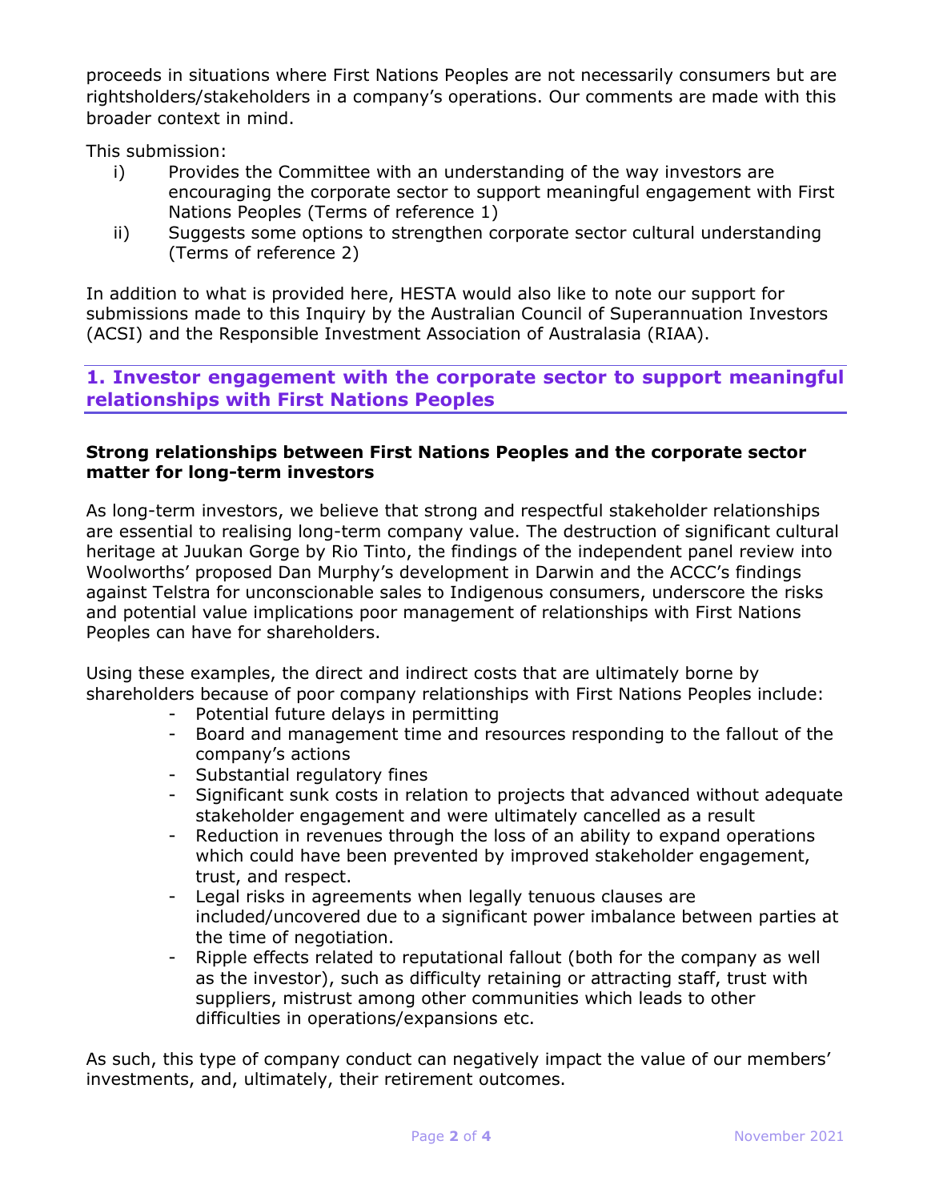proceeds in situations where First Nations Peoples are not necessarily consumers but are rightsholders/stakeholders in a company's operations. Our comments are made with this broader context in mind.

This submission:

i) Provides the Committee with an understanding of the way investors are encouraging the corporate sector to support meaningful engagement with First Nations Peoples (Terms of reference 1)

ii) Suggests some options to strengthen corporate sector cultural understanding (Terms of reference 2)

In addition to what is provided here, HESTA would also like to note our support for submissions made to this Inquiry by the Australian Council of Superannuation Investors (ACSI) and the Responsible Investment Association of Australasia (RIAA).

## 1. Investor engagement with the corporate sector to support meaningful relationships with First Nations Peoples

**Strong relationships between First Nations Peoples and the corporate sector matter for long-term investors**

As long-term investors, we believe that strong and respectful stakeholder relationships are essential to realising long-term company value. The destruction of significant cultural heritage at Juukan Gorge by Rio Tinto, the findings of the independent panel review into Woolworths' proposed Dan Murphy's development in Darwin and the ACCC's findings against Telstra for unconscionable sales to Indigenous consumers, underscore the risks and potential value implications poor management of relationships with First Nations Peoples can have for shareholders.

Using these examples, the direct and indirect costs that are ultimately borne by shareholders because of poor company relationships with First Nations Peoples include:

- Potential future delays in permitting
- Board and management time and resources responding to the fallout of the company's actions
- Substantial regulatory fines
- Significant sunk costs in relation to projects that advanced without adequate stakeholder engagement and were ultimately cancelled as a result
- Reduction in revenues through the loss of an ability to expand operations which could have been prevented by improved stakeholder engagement, trust, and respect.
- Legal risks in agreements when legally tenuous clauses are included/uncovered due to a significant power imbalance between parties at the time of negotiation.
- Ripple effects related to reputational fallout (both for the company as well as the investor), such as difficulty retaining or attracting staff, trust with suppliers, mistrust among other communities which leads to other difficulties in operations/expansions etc.

As such, this type of company conduct can negatively impact the value of our members' investments, and, ultimately, their retirement outcomes.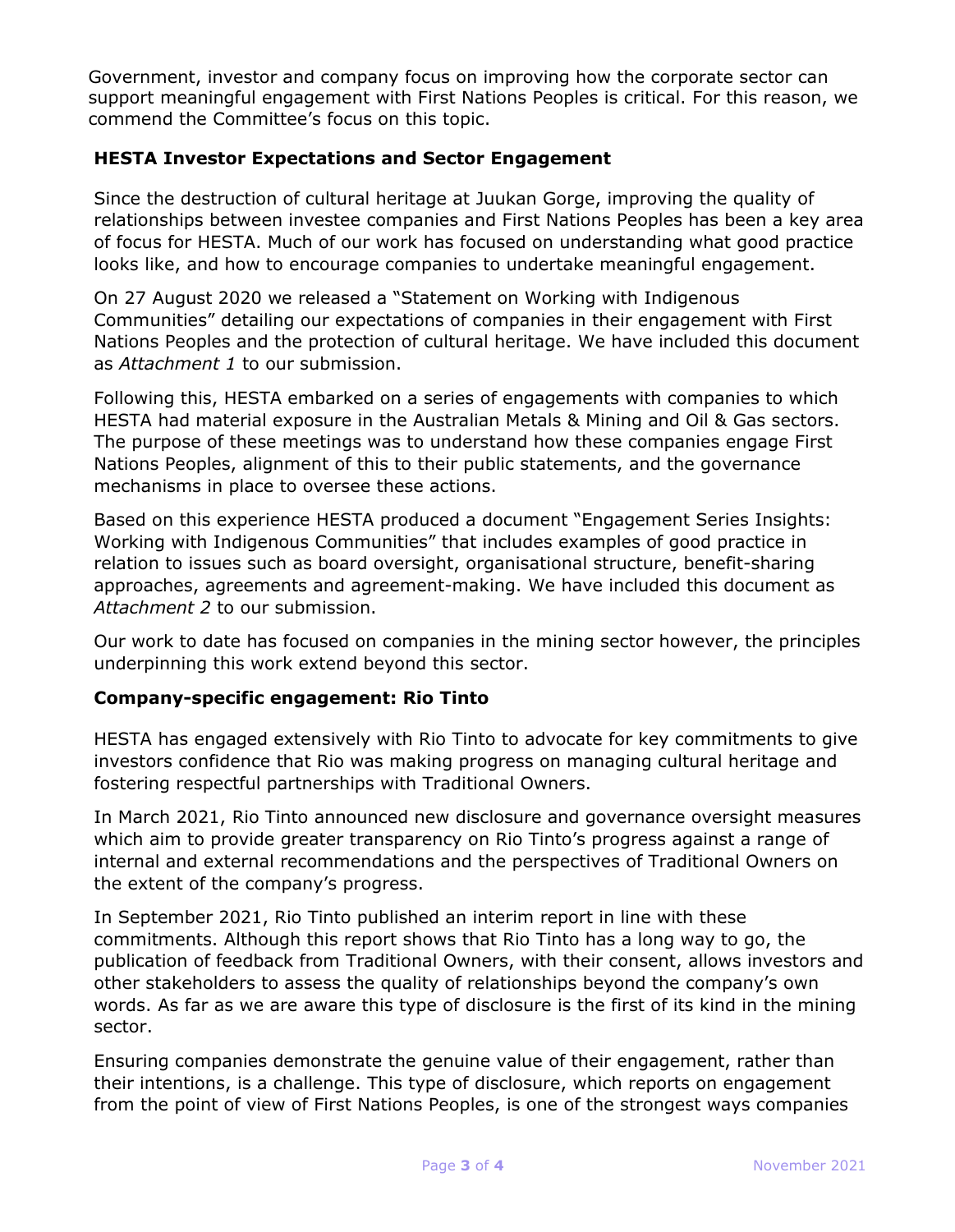Government, investor and company focus on improving how the corporate sector can support meaningful engagement with First Nations Peoples is critical. For this reason, we commend the Committee's focus on this topic.

## HESTA Investor Expectations and Sector Engagement

Since the destruction of cultural heritage at Juukan Gorge, improving the quality of relationships between investee companies and First Nations Peoples has been a key area of focus for HESTA. Much of our work has focused on understanding what good practice looks like, and how to encourage companies to undertake meaningful engagement.

On 27 August 2020 we released a "Statement on Working with Indigenous Communities" detailing our expectations of companies in their engagement with First Nations Peoples and the protection of cultural heritage. We have included this document as *Attachment 1* to our submission.

Following this, HESTA embarked on a series of engagements with companies to which HESTA had material exposure in the Australian Metals & Mining and Oil & Gas sectors. The purpose of these meetings was to understand how these companies engage First Nations Peoples, alignment of this to their public statements, and the governance mechanisms in place to oversee these actions.

Based on this experience HESTA produced a document "Engagement Series Insights: Working with Indigenous Communities" that includes examples of good practice in relation to issues such as board oversight, organisational structure, benefit-sharing approaches, agreements and agreement-making. We have included this document as *Attachment 2* to our submission.

Our work to date has focused on companies in the mining sector however, the principles underpinning this work extend beyond this sector.

## Company-specific engagement: Rio Tinto

HESTA has engaged extensively with Rio Tinto to advocate for key commitments to give investors confidence that Rio was making progress on managing cultural heritage and fostering respectful partnerships with Traditional Owners.

In March 2021, Rio Tinto announced new disclosure and governance oversight measures which aim to provide greater transparency on Rio Tinto's progress against a range of internal and external recommendations and the perspectives of Traditional Owners on the extent of the company's progress.

In September 2021, Rio Tinto published an interim report in line with these commitments. Although this report shows that Rio Tinto has a long way to go, the publication of feedback from Traditional Owners, with their consent, allows investors and other stakeholders to assess the quality of relationships beyond the company's own words. As far as we are aware this type of disclosure is the first of its kind in the mining sector.

Ensuring companies demonstrate the genuine value of their engagement, rather than their intentions, is a challenge. This type of disclosure, which reports on engagement from the point of view of First Nations Peoples, is one of the strongest ways companies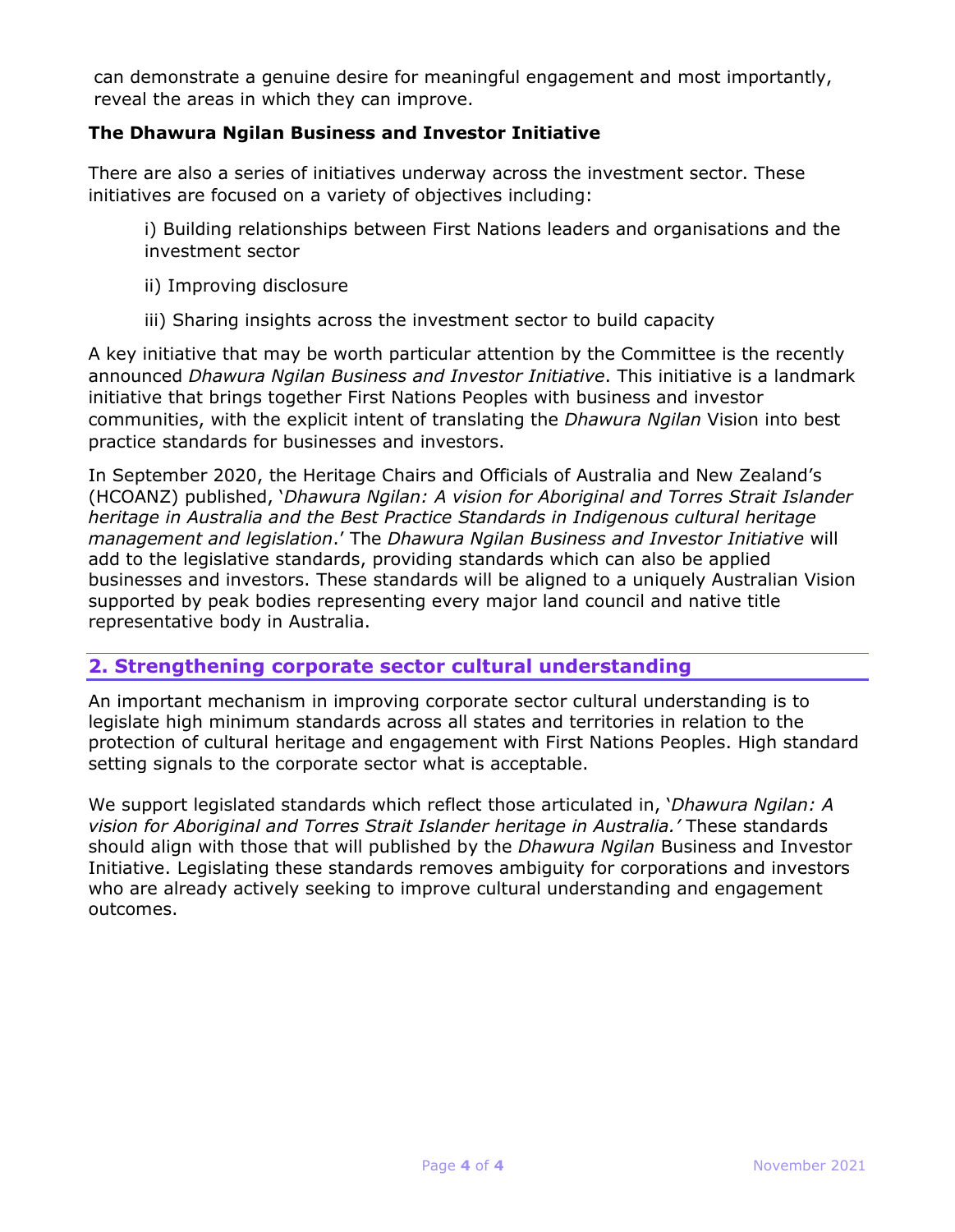can demonstrate a genuine desire for meaningful engagement and most importantly, reveal the areas in which they can improve.

**The Dhawura Ngilan Business and Investor Initiative**

There are also a series of initiatives underway across the investment sector. These initiatives are focused on a variety of objectives including:

i) Building relationships between First Nations leaders and organisations and the investment sector

ii) Improving disclosure

iii) Sharing insights across the investment sector to build capacity

A key initiative that may be worth particular attention by the Committee is the recently announced *Dhawura Ngilan Business and Investor Initiative*. This initiative is a landmark initiative that brings together First Nations Peoples with business and investor communities, with the explicit intent of translating the *Dhawura Ngilan* Vision into best practice standards for businesses and investors.

In September 2020, the Heritage Chairs and Officials of Australia and New Zealand's (HCOANZ) published, '*Dhawura Ngilan: A vision for Aboriginal and Torres Strait Islander heritage in Australia and the Best Practice Standards in Indigenous cultural heritage management and legislation*.' The *Dhawura Ngilan Business and Investor Initiative* will add to the legislative standards, providing standards which can also be applied businesses and investors. These standards will be aligned to a uniquely Australian Vision supported by peak bodies representing every major land council and native title representative body in Australia.

## 2. Strengthening corporate sector cultural understanding

An important mechanism in improving corporate sector cultural understanding is to legislate high minimum standards across all states and territories in relation to the protection of cultural heritage and engagement with First Nations Peoples. High standard setting signals to the corporate sector what is acceptable.

We support legislated standards which reflect those articulated in, '*Dhawura Ngilan: A vision for Aboriginal and Torres Strait Islander heritage in Australia.'* These standards should align with those that will published by the *Dhawura Ngilan* Business and Investor Initiative. Legislating these standards removes ambiguity for corporations and investors who are already actively seeking to improve cultural understanding and engagement outcomes.